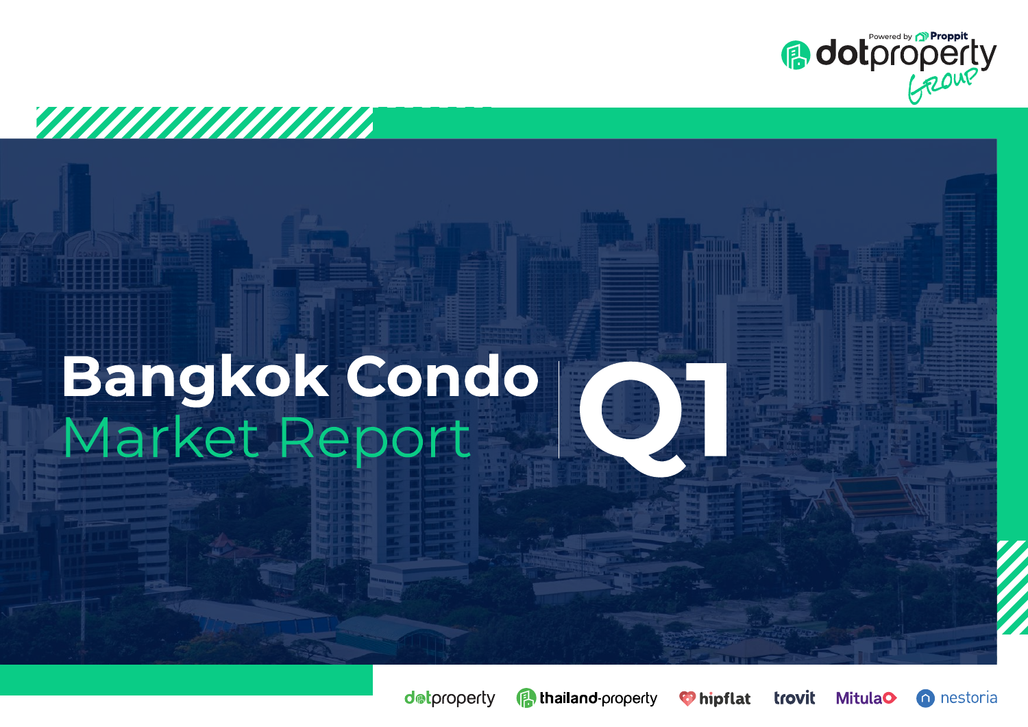Powered by Proppit

dotproperty Group

# Bangkok Condo Market Report Q1

dotproperty thailand-property hipflat trovit Mitula nestoria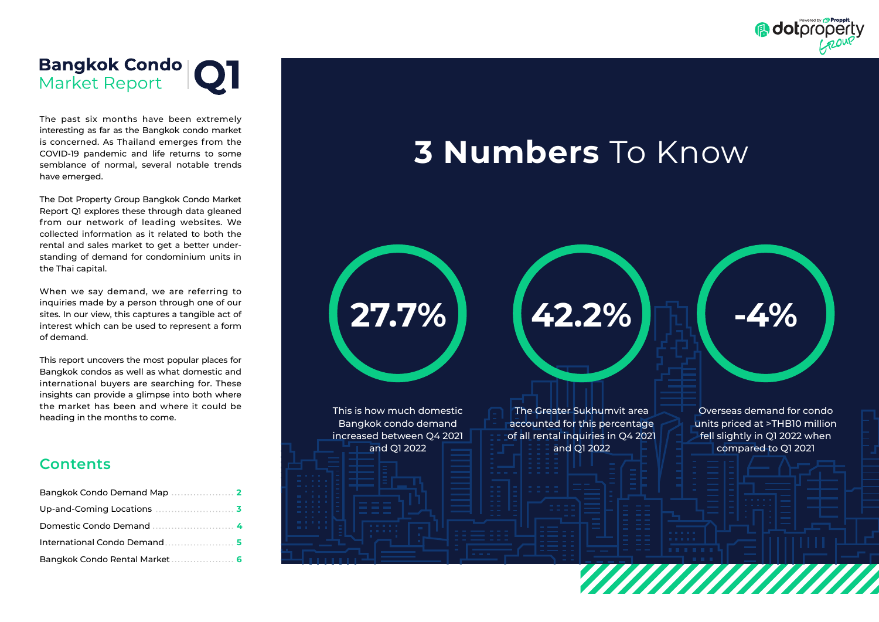# Bangkok Condo Market Report Q1

The past six months have been extremely interesting as far as the Bangkok condo market is concerned. As Thailand emerges from the COVID-19 pandemic and life returns to some semblance of normal, several notable trends have emerged.

The Dot Property Group Bangkok Condo Market Report Q1 explores these through data gleaned from our network of leading websites. We collected information as it related to both the rental and sales market to get a better understanding of demand for condominium units in the Thai capital.

When we say demand, we are referring to inquiries made by a person through one of our sites. In our view, this captures a tangible act of interest which can be used to represent a form of demand.

This report uncovers the most popular places for Bangkok condos as well as what domestic and international buyers are searching for. These insights can provide a glimpse into where the market has been and where it could be heading in the months to come.

## Contents

| | |
|---|---|
| Bangkok Condo Demand Map | 2 |
| Up-and-Coming Locations | 3 |
| Domestic Condo Demand | 4 |
| International Condo Demand | 5 |
| Bangkok Condo Rental Market | 6 |

## 3 Numbers To Know

**27.7%**

This is how much domestic Bangkok condo demand increased between Q4 2021 and Q1 2022

**42.2%**

The Greater Sukhumvit area accounted for this percentage of all rental inquiries in Q4 2021 and Q1 2022

**-4%**

Overseas demand for condo units priced at >THB10 million fell slightly in Q1 2022 when compared to Q1 2021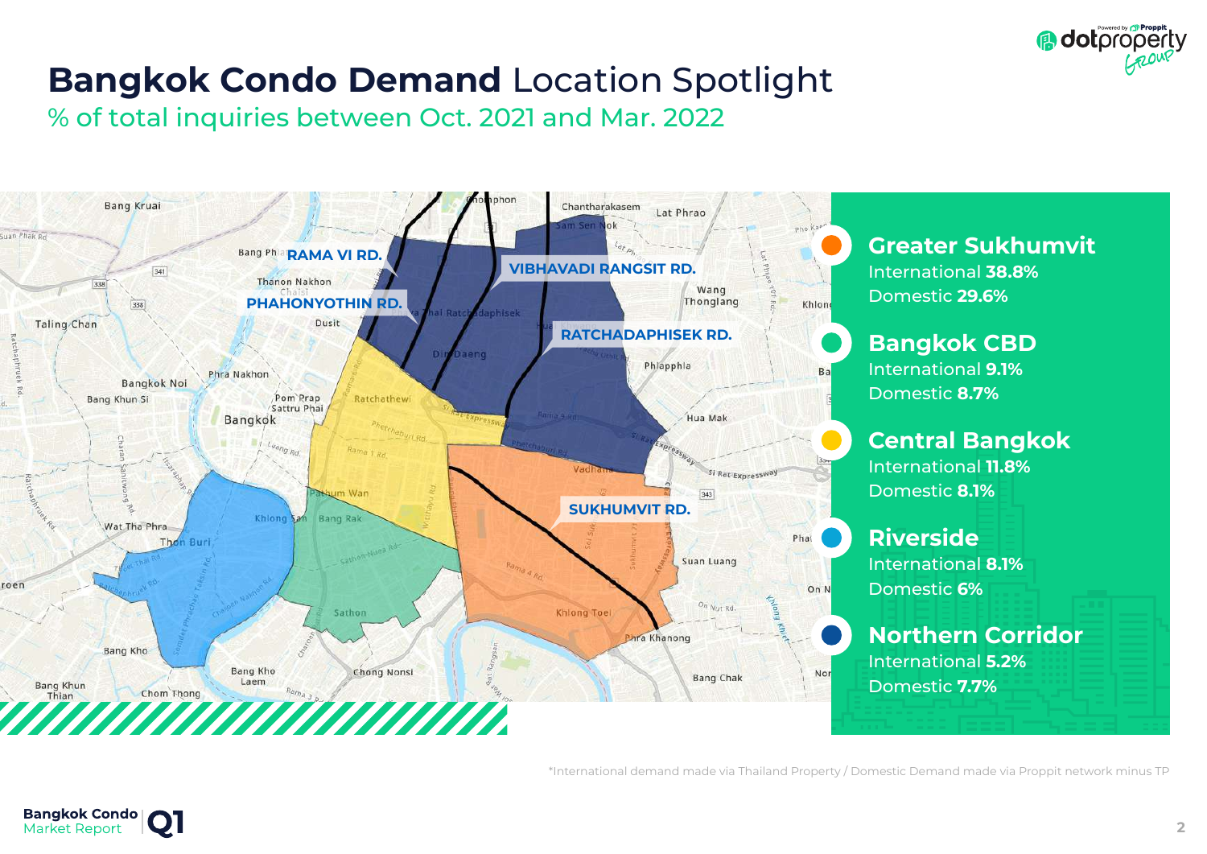# **Bangkok Condo Demand** Location Spotlight

## % of total inquiries between Oct. 2021 and Mar. 2022

RAMA VI RD.

VIBHAVADI RANGSIT RD.

PHAHONYOTHIN RD.

RATCHADAPHISEK RD.

SUKHUMVIT RD.

**Greater Sukhumvit**
International **38.8%**
Domestic **29.6%**

**Bangkok CBD**
International **9.1%**
Domestic **8.7%**

**Central Bangkok**
International **11.8%**
Domestic **8.1%**

**Riverside**
International **8.1%**
Domestic **6%**

**Northern Corridor**
International **5.2%**
Domestic **7.7%**

*International demand made via Thailand Property / Domestic Demand made via Proppit network minus TP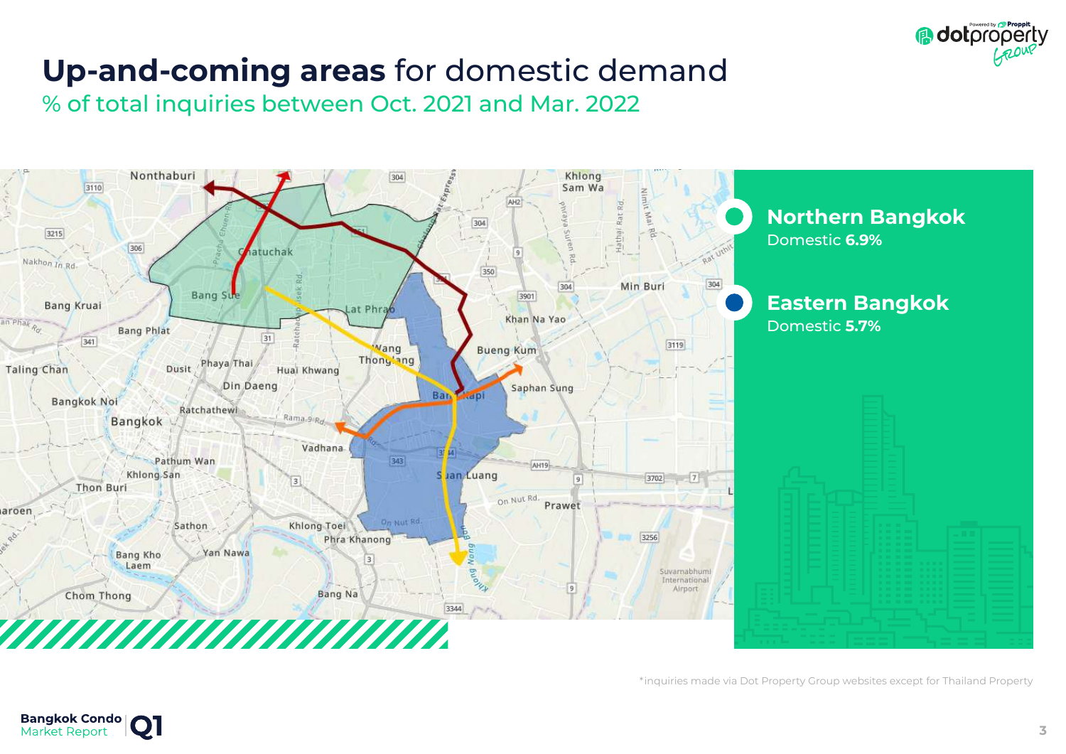# **Up-and-coming areas** for domestic demand

## % of total inquiries between Oct. 2021 and Mar. 2022

**Northern Bangkok**
Domestic **6.9%**

**Eastern Bangkok**
Domestic **5.7%**

*inquiries made via Dot Property Group websites except for Thailand Property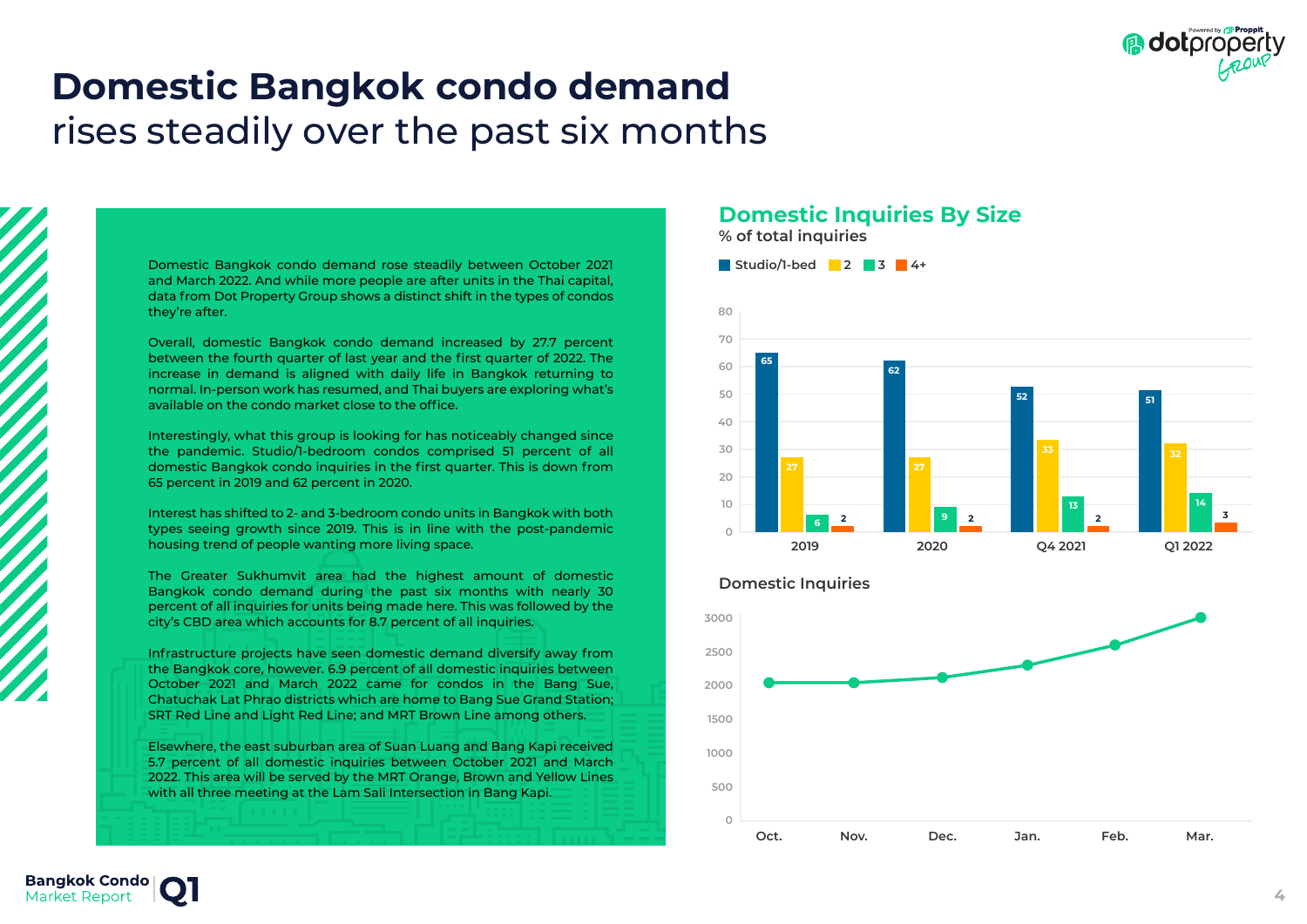# Domestic Bangkok condo demand

rises steadily over the past six months

Domestic Bangkok condo demand rose steadily between October 2021 and March 2022. And while more people are after units in the Thai capital, data from Dot Property Group shows a distinct shift in the types of condos they're after.

Overall, domestic Bangkok condo demand increased by 27.7 percent between the fourth quarter of last year and the first quarter of 2022. The increase in demand is aligned with daily life in Bangkok returning to normal. In-person work has resumed, and Thai buyers are exploring what's available on the condo market close to the office.

Interestingly, what this group is looking for has noticeably changed since the pandemic. Studio/1-bedroom condos comprised 51 percent of all domestic Bangkok condo inquiries in the first quarter. This is down from 65 percent in 2019 and 62 percent in 2020.

Interest has shifted to 2- and 3-bedroom condo units in Bangkok with both types seeing growth since 2019. This is in line with the post-pandemic housing trend of people wanting more living space.

The Greater Sukhumvit area had the highest amount of domestic Bangkok condo demand during the past six months with nearly 30 percent of all inquiries for units being made here. This was followed by the city's CBD area which accounts for 8.7 percent of all inquiries.

Infrastructure projects have seen domestic demand diversify away from the Bangkok core, however. 6.9 percent of all domestic inquiries between October 2021 and March 2022 came for condos in the Bang Sue, Chatuchak Lat Phrao districts which are home to Bang Sue Grand Station; SRT Red Line and Light Red Line; and MRT Brown Line among others.

Elsewhere, the east suburban area of Suan Luang and Bang Kapi received 5.7 percent of all domestic inquiries between October 2021 and March 2022. This area will be served by the MRT Orange, Brown and Yellow Lines with all three meeting at the Lam Sali Intersection in Bang Kapi.

## Domestic Inquiries By Size

% of total inquiries

| | Studio/1-bed | 2 | 3 | 4+ |
|---|---|---|---|---|
| 2019 | 65 | 27 | 6 | 2 |
| 2020 | 62 | 27 | 9 | 2 |
| Q4 2021 | 52 | 33 | 13 | 2 |
| Q1 2022 | 51 | 32 | 14 | 3 |

## Domestic Inquiries

(Line chart: Oct., Nov., Dec., Jan., Feb., Mar.; y-axis 0–3000)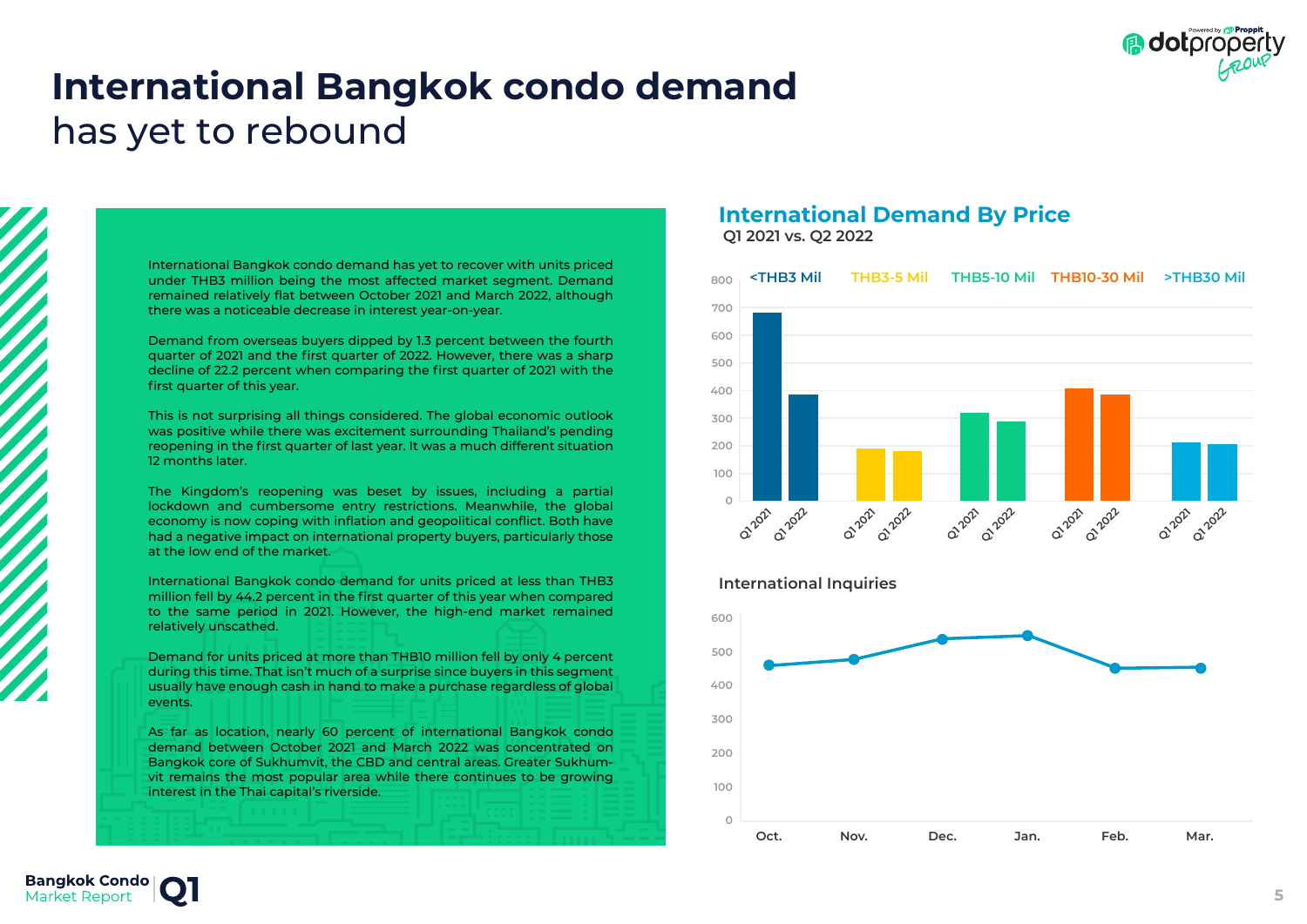# International Bangkok condo demand has yet to rebound

International Bangkok condo demand has yet to recover with units priced under THB3 million being the most affected market segment. Demand remained relatively flat between October 2021 and March 2022, although there was a noticeable decrease in interest year-on-year.

Demand from overseas buyers dipped by 1.3 percent between the fourth quarter of 2021 and the first quarter of 2022. However, there was a sharp decline of 22.2 percent when comparing the first quarter of 2021 with the first quarter of this year.

This is not surprising all things considered. The global economic outlook was positive while there was excitement surrounding Thailand's pending reopening in the first quarter of last year. It was a much different situation 12 months later.

The Kingdom's reopening was beset by issues, including a partial lockdown and cumbersome entry restrictions. Meanwhile, the global economy is now coping with inflation and geopolitical conflict. Both have had a negative impact on international property buyers, particularly those at the low end of the market.

International Bangkok condo demand for units priced at less than THB3 million fell by 44.2 percent in the first quarter of this year when compared to the same period in 2021. However, the high-end market remained relatively unscathed.

Demand for units priced at more than THB10 million fell by only 4 percent during this time. That isn't much of a surprise since buyers in this segment usually have enough cash in hand to make a purchase regardless of global events.

As far as location, nearly 60 percent of international Bangkok condo demand between October 2021 and March 2022 was concentrated on Bangkok core of Sukhumvit, the CBD and central areas. Greater Sukhumvit remains the most popular area while there continues to be growing interest in the Thai capital's riverside.

## International Demand By Price

Q1 2021 vs. Q2 2022

| Price segment | Q1 2021 | Q1 2022 |
|---|---|---|
| <THB3 Mil | ~680 | ~385 |
| THB3-5 Mil | ~190 | ~180 |
| THB5-10 Mil | ~320 | ~290 |
| THB10-30 Mil | ~410 | ~385 |
| >THB30 Mil | ~210 | ~205 |

## International Inquiries

| Month | Inquiries |
|---|---|
| Oct. | ~460 |
| Nov. | ~475 |
| Dec. | ~535 |
| Jan. | ~545 |
| Feb. | ~450 |
| Mar. | ~450 |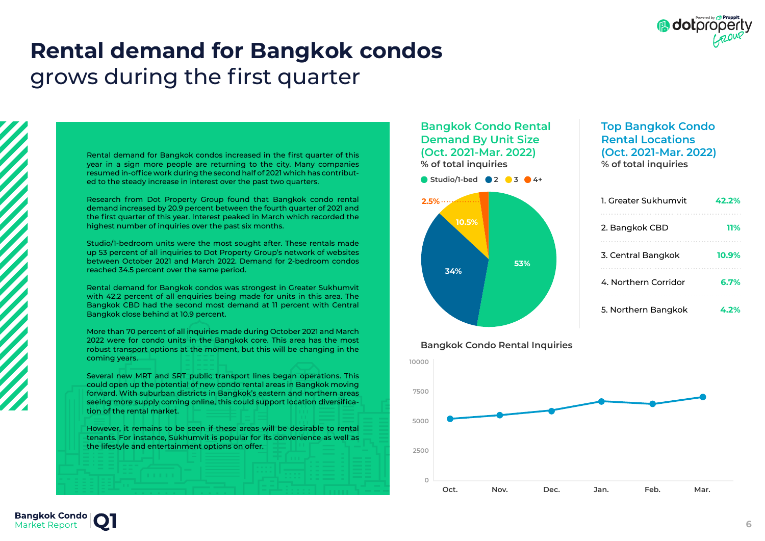# Rental demand for Bangkok condos
grows during the first quarter

Rental demand for Bangkok condos increased in the first quarter of this year in a sign more people are returning to the city. Many companies resumed in-office work during the second half of 2021 which has contributed to the steady increase in interest over the past two quarters.

Research from Dot Property Group found that Bangkok condo rental demand increased by 20.9 percent between the fourth quarter of 2021 and the first quarter of this year. Interest peaked in March which recorded the highest number of inquiries over the past six months.

Studio/1-bedroom units were the most sought after. These rentals made up 53 percent of all inquiries to Dot Property Group's network of websites between October 2021 and March 2022. Demand for 2-bedroom condos reached 34.5 percent over the same period.

Rental demand for Bangkok condos was strongest in Greater Sukhumvit with 42.2 percent of all enquiries being made for units in this area. The Bangkok CBD had the second most demand at 11 percent with Central Bangkok close behind at 10.9 percent.

More than 70 percent of all inquiries made during October 2021 and March 2022 were for condo units in the Bangkok core. This area has the most robust transport options at the moment, but this will be changing in the coming years.

Several new MRT and SRT public transport lines began operations. This could open up the potential of new condo rental areas in Bangkok moving forward. With suburban districts in Bangkok's eastern and northern areas seeing more supply coming online, this could support location diversification of the rental market.

However, it remains to be seen if these areas will be desirable to rental tenants. For instance, Sukhumvit is popular for its convenience as well as the lifestyle and entertainment options on offer.

## Bangkok Condo Rental Demand By Unit Size (Oct. 2021-Mar. 2022)

% of total inquiries

| Unit Size | % |
|---|---|
| Studio/1-bed | 53% |
| 2 | 34% |
| 3 | 10.5% |
| 4+ | 2.5% |

## Top Bangkok Condo Rental Locations (Oct. 2021-Mar. 2022)

% of total inquiries

| Location | % |
|---|---|
| 1. Greater Sukhumvit | 42.2% |
| 2. Bangkok CBD | 11% |
| 3. Central Bangkok | 10.9% |
| 4. Northern Corridor | 6.7% |
| 5. Northern Bangkok | 4.2% |

## Bangkok Condo Rental Inquiries

Line chart (y-axis 0–10000): Oct., Nov., Dec., Jan., Feb., Mar.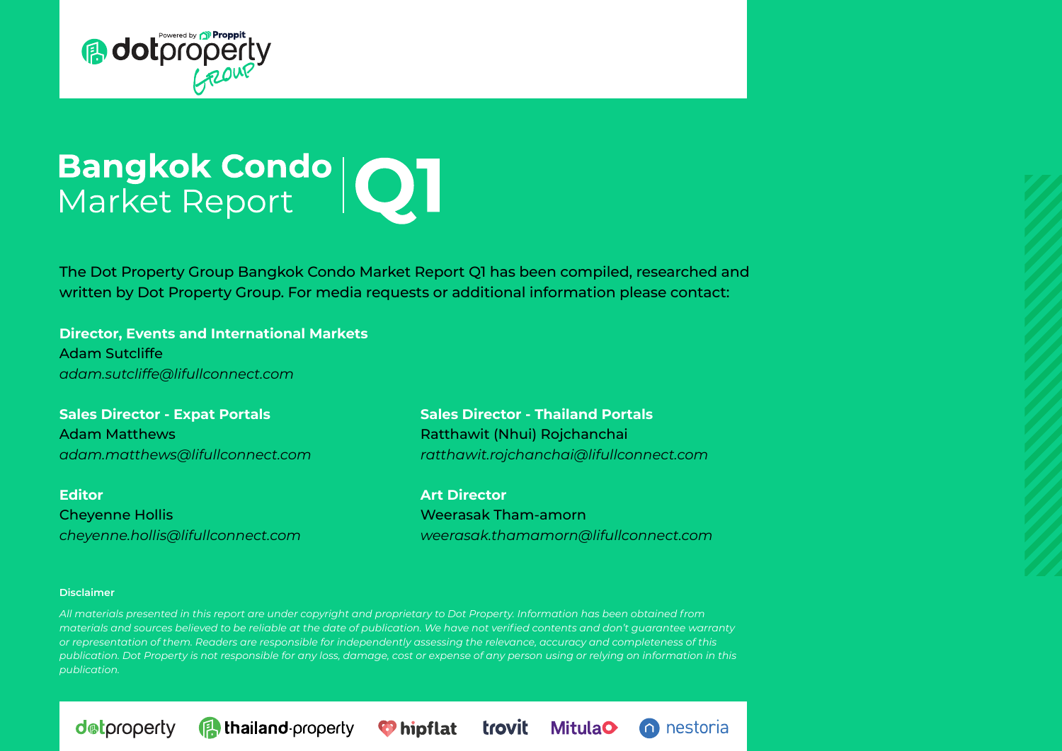# Bangkok Condo Market Report | Q1

The Dot Property Group Bangkok Condo Market Report Q1 has been compiled, researched and written by Dot Property Group. For media requests or additional information please contact:

**Director, Events and International Markets**
Adam Sutcliffe
*adam.sutcliffe@lifullconnect.com*

**Sales Director - Expat Portals**
Adam Matthews
*adam.matthews@lifullconnect.com*

**Sales Director - Thailand Portals**
Ratthawit (Nhui) Rojchanchai
*ratthawit.rojchanchai@lifullconnect.com*

**Editor**
Cheyenne Hollis
*cheyenne.hollis@lifullconnect.com*

**Art Director**
Weerasak Tham-amorn
*weerasak.thamamorn@lifullconnect.com*

**Disclaimer**

*All materials presented in this report are under copyright and proprietary to Dot Property. Information has been obtained from materials and sources believed to be reliable at the date of publication. We have not verified contents and don't guarantee warranty or representation of them. Readers are responsible for independently assessing the relevance, accuracy and completeness of this publication. Dot Property is not responsible for any loss, damage, cost or expense of any person using or relying on information in this publication.*

dotproperty thailand-property hipflat trovit Mitula nestoria